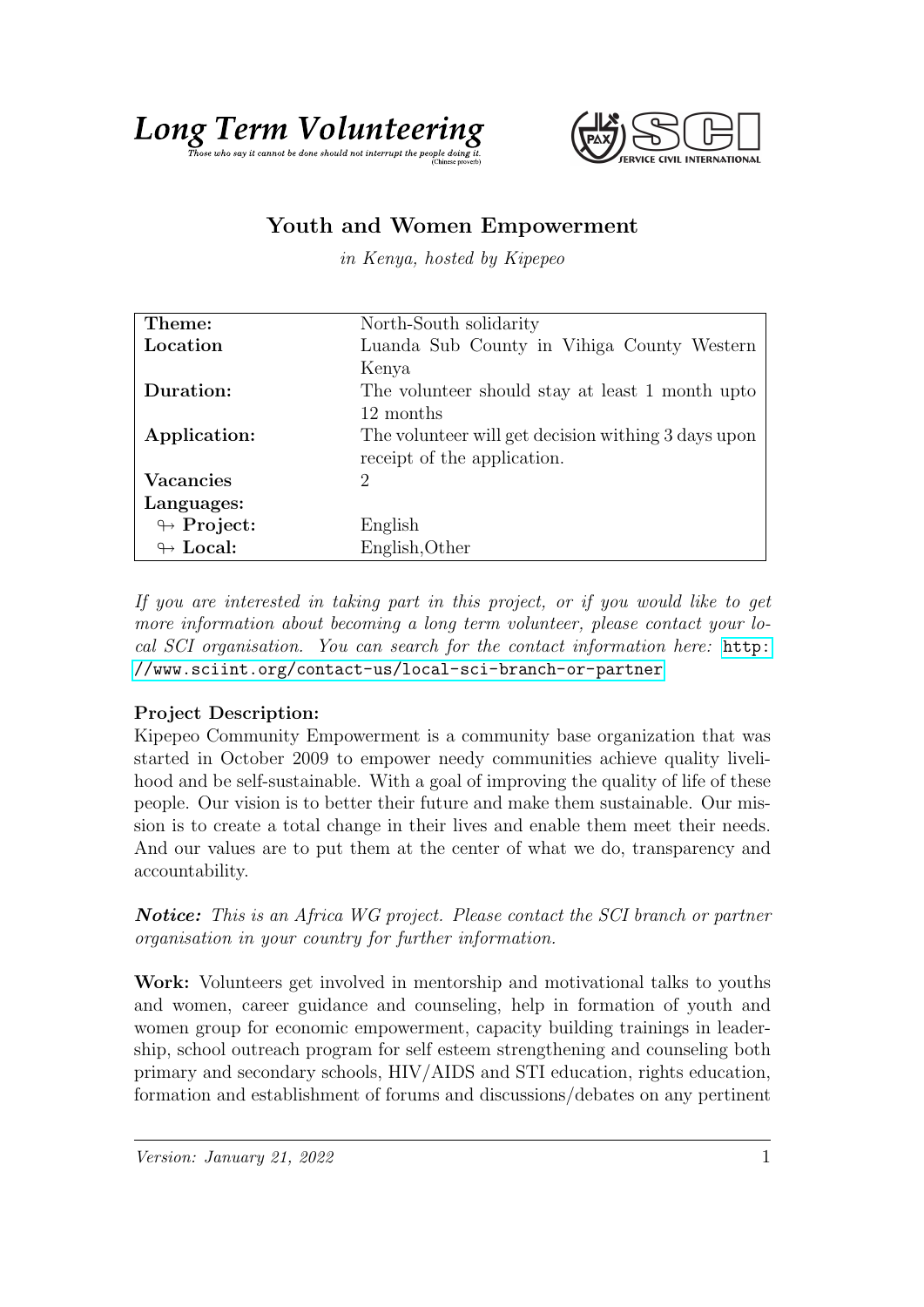**Long Term Volunteering**

*Those who say it cannot be done should not interrupt the people doing it.* (Chinese proverb)

## Youth and Women Empowerment

*in Kenya, hosted by Kipepeo*

| | |
|---|---|
| **Theme:** | North-South solidarity |
| **Location** | Luanda Sub County in Vihiga County Western Kenya |
| **Duration:** | The volunteer should stay at least 1 month upto 12 months |
| **Application:** | The volunteer will get decision withing 3 days upon receipt of the application. |
| **Vacancies** | 2 |
| **Languages:** | |
| ↬ **Project:** | English |
| ↬ **Local:** | English,Other |

*If you are interested in taking part in this project, or if you would like to get more information about becoming a long term volunteer, please contact your local SCI organisation. You can search for the contact information here:* http://www.sciint.org/contact-us/local-sci-branch-or-partner

**Project Description:**
Kipepeo Community Empowerment is a community base organization that was started in October 2009 to empower needy communities achieve quality livelihood and be self-sustainable. With a goal of improving the quality of life of these people. Our vision is to better their future and make them sustainable. Our mission is to create a total change in their lives and enable them meet their needs. And our values are to put them at the center of what we do, transparency and accountability.

***Notice:*** *This is an Africa WG project. Please contact the SCI branch or partner organisation in your country for further information.*

**Work:** Volunteers get involved in mentorship and motivational talks to youths and women, career guidance and counseling, help in formation of youth and women group for economic empowerment, capacity building trainings in leadership, school outreach program for self esteem strengthening and counseling both primary and secondary schools, HIV/AIDS and STI education, rights education, formation and establishment of forums and discussions/debates on any pertinent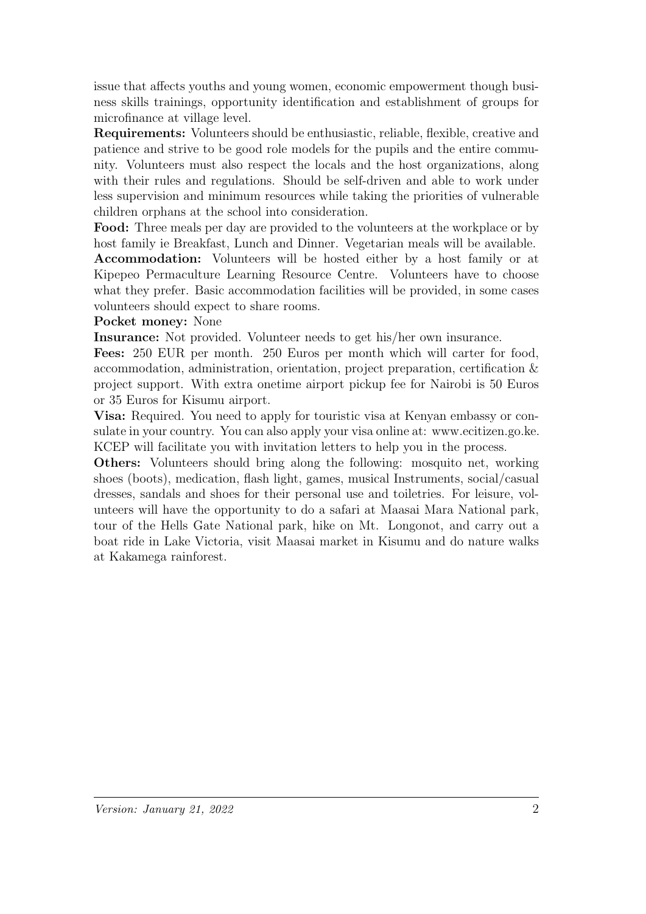issue that affects youths and young women, economic empowerment though business skills trainings, opportunity identification and establishment of groups for microfinance at village level.

**Requirements:** Volunteers should be enthusiastic, reliable, flexible, creative and patience and strive to be good role models for the pupils and the entire community. Volunteers must also respect the locals and the host organizations, along with their rules and regulations. Should be self-driven and able to work under less supervision and minimum resources while taking the priorities of vulnerable children orphans at the school into consideration.

**Food:** Three meals per day are provided to the volunteers at the workplace or by host family ie Breakfast, Lunch and Dinner. Vegetarian meals will be available.

**Accommodation:** Volunteers will be hosted either by a host family or at Kipepeo Permaculture Learning Resource Centre. Volunteers have to choose what they prefer. Basic accommodation facilities will be provided, in some cases volunteers should expect to share rooms.

**Pocket money:** None

**Insurance:** Not provided. Volunteer needs to get his/her own insurance.

**Fees:** 250 EUR per month. 250 Euros per month which will carter for food, accommodation, administration, orientation, project preparation, certification & project support. With extra onetime airport pickup fee for Nairobi is 50 Euros or 35 Euros for Kisumu airport.

**Visa:** Required. You need to apply for touristic visa at Kenyan embassy or consulate in your country. You can also apply your visa online at: www.ecitizen.go.ke. KCEP will facilitate you with invitation letters to help you in the process.

**Others:** Volunteers should bring along the following: mosquito net, working shoes (boots), medication, flash light, games, musical Instruments, social/casual dresses, sandals and shoes for their personal use and toiletries. For leisure, volunteers will have the opportunity to do a safari at Maasai Mara National park, tour of the Hells Gate National park, hike on Mt. Longonot, and carry out a boat ride in Lake Victoria, visit Maasai market in Kisumu and do nature walks at Kakamega rainforest.